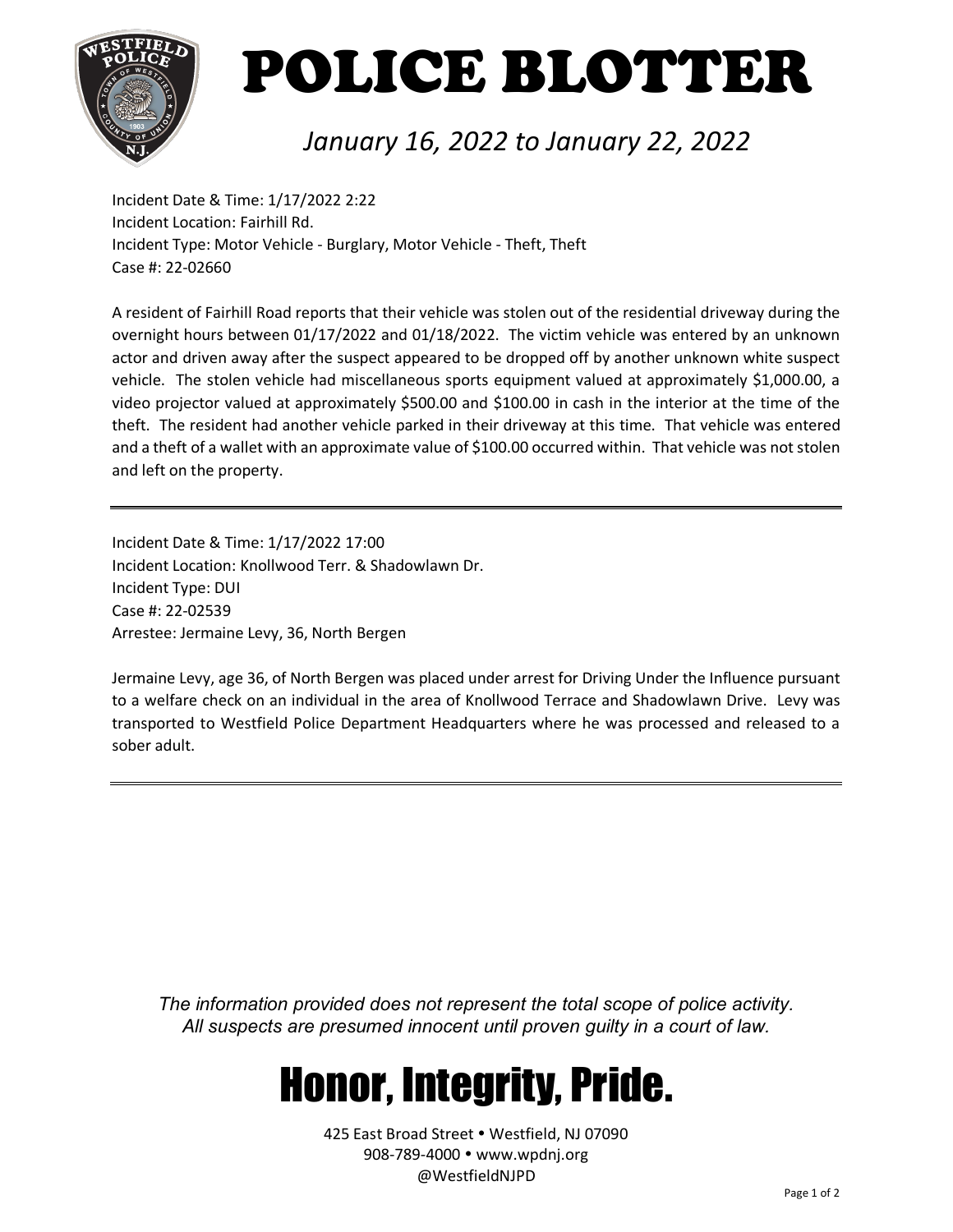# POLICE BLOTTER

*January 16, 2022 to January 22, 2022*

Incident Date & Time: 1/17/2022 2:22
Incident Location: Fairhill Rd.
Incident Type: Motor Vehicle - Burglary, Motor Vehicle - Theft, Theft
Case #: 22-02660

A resident of Fairhill Road reports that their vehicle was stolen out of the residential driveway during the overnight hours between 01/17/2022 and 01/18/2022. The victim vehicle was entered by an unknown actor and driven away after the suspect appeared to be dropped off by another unknown white suspect vehicle. The stolen vehicle had miscellaneous sports equipment valued at approximately $1,000.00, a video projector valued at approximately $500.00 and $100.00 in cash in the interior at the time of the theft. The resident had another vehicle parked in their driveway at this time. That vehicle was entered and a theft of a wallet with an approximate value of $100.00 occurred within. That vehicle was not stolen and left on the property.

---

Incident Date & Time: 1/17/2022 17:00
Incident Location: Knollwood Terr. & Shadowlawn Dr.
Incident Type: DUI
Case #: 22-02539
Arrestee: Jermaine Levy, 36, North Bergen

Jermaine Levy, age 36, of North Bergen was placed under arrest for Driving Under the Influence pursuant to a welfare check on an individual in the area of Knollwood Terrace and Shadowlawn Drive. Levy was transported to Westfield Police Department Headquarters where he was processed and released to a sober adult.

---

*The information provided does not represent the total scope of police activity.*
*All suspects are presumed innocent until proven guilty in a court of law.*

## Honor, Integrity, Pride.

425 East Broad Street • Westfield, NJ 07090
908-789-4000 • www.wpdnj.org
@WestfieldNJPD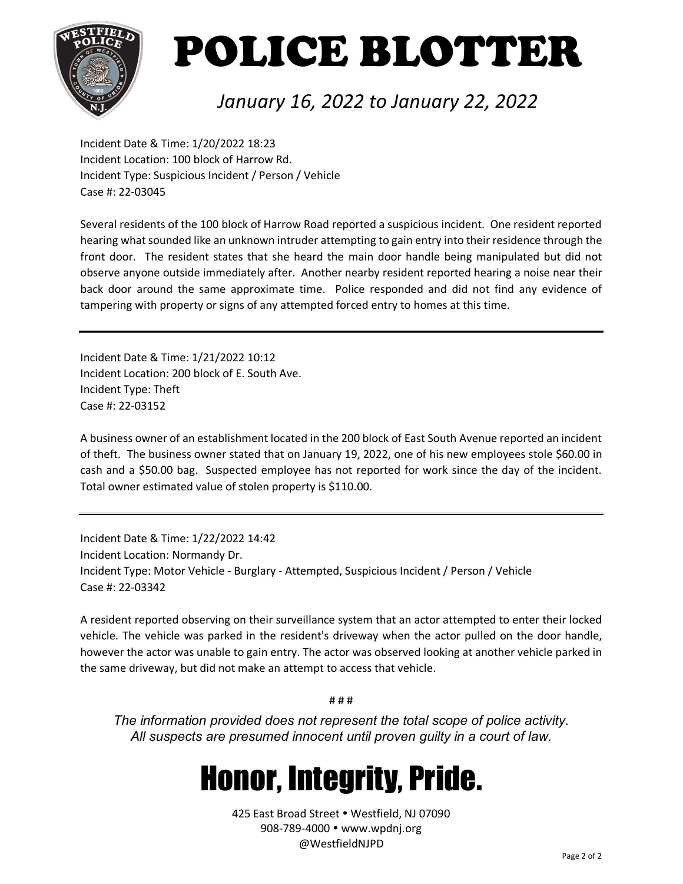# POLICE BLOTTER

*January 16, 2022 to January 22, 2022*

Incident Date & Time: 1/20/2022 18:23
Incident Location: 100 block of Harrow Rd.
Incident Type: Suspicious Incident / Person / Vehicle
Case #: 22-03045

Several residents of the 100 block of Harrow Road reported a suspicious incident. One resident reported hearing what sounded like an unknown intruder attempting to gain entry into their residence through the front door. The resident states that she heard the main door handle being manipulated but did not observe anyone outside immediately after. Another nearby resident reported hearing a noise near their back door around the same approximate time. Police responded and did not find any evidence of tampering with property or signs of any attempted forced entry to homes at this time.

---

Incident Date & Time: 1/21/2022 10:12
Incident Location: 200 block of E. South Ave.
Incident Type: Theft
Case #: 22-03152

A business owner of an establishment located in the 200 block of East South Avenue reported an incident of theft. The business owner stated that on January 19, 2022, one of his new employees stole $60.00 in cash and a $50.00 bag. Suspected employee has not reported for work since the day of the incident. Total owner estimated value of stolen property is $110.00.

---

Incident Date & Time: 1/22/2022 14:42
Incident Location: Normandy Dr.
Incident Type: Motor Vehicle - Burglary - Attempted, Suspicious Incident / Person / Vehicle
Case #: 22-03342

A resident reported observing on their surveillance system that an actor attempted to enter their locked vehicle. The vehicle was parked in the resident's driveway when the actor pulled on the door handle, however the actor was unable to gain entry. The actor was observed looking at another vehicle parked in the same driveway, but did not make an attempt to access that vehicle.

# # #

*The information provided does not represent the total scope of police activity.*
*All suspects are presumed innocent until proven guilty in a court of law.*

## Honor, Integrity, Pride.

425 East Broad Street • Westfield, NJ 07090
908-789-4000 • www.wpdnj.org
@WestfieldNJPD